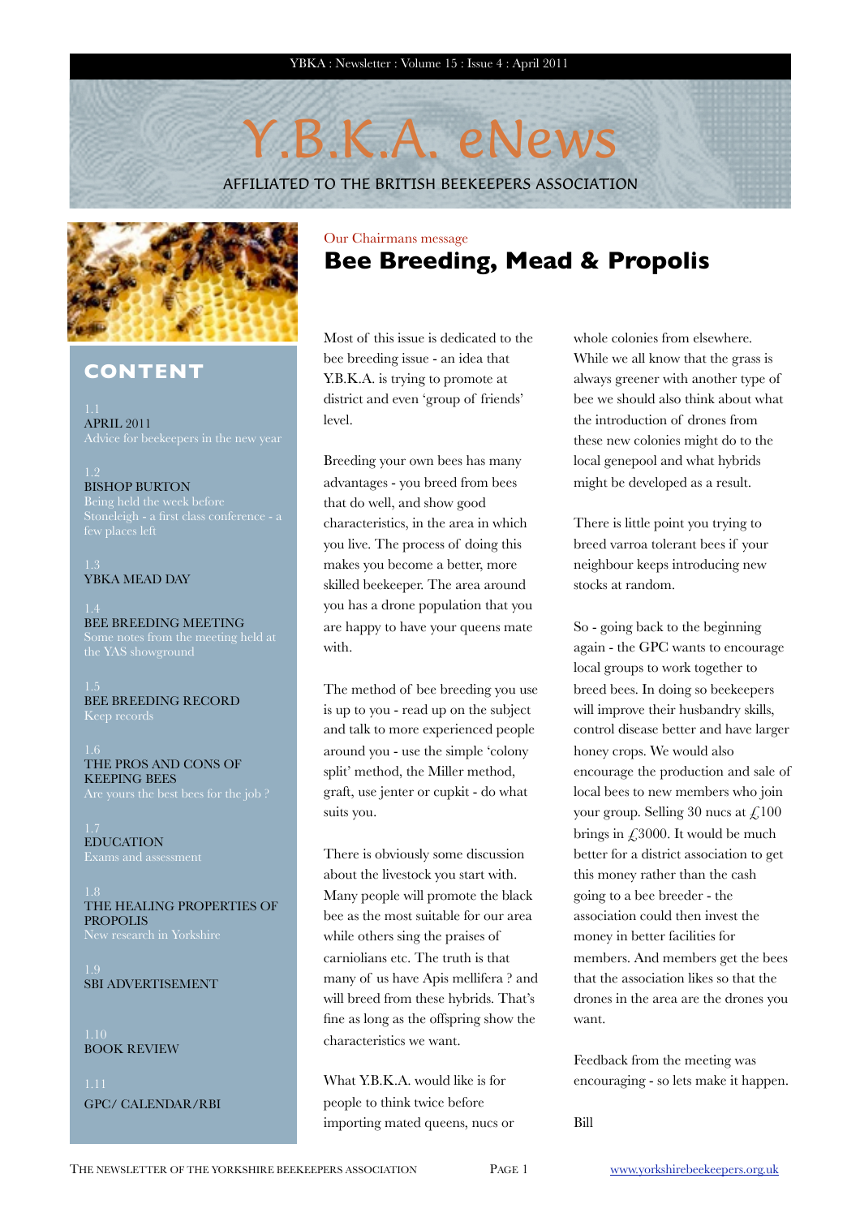# Y.B.K.A. eNews

AFFILIATED TO THE BRITISH BEEKEEPERS ASSOCIATION

## CONTENT

1.1
APRIL 2011
Advice for beekeepers in the new year

1.2
BISHOP BURTON
Being held the week before Stoneleigh - a first class conference - a few places left

1.3
YBKA MEAD DAY

1.4
BEE BREEDING MEETING
Some notes from the meeting held at the YAS showground

1.5
BEE BREEDING RECORD
Keep records

1.6
THE PROS AND CONS OF KEEPING BEES
Are yours the best bees for the job ?

1.7
EDUCATION
Exams and assessment

1.8
THE HEALING PROPERTIES OF PROPOLIS
New research in Yorkshire

1.9
SBI ADVERTISEMENT

1.10
BOOK REVIEW

1.11
GPC/ CALENDAR/RBI

Our Chairmans message

## Bee Breeding, Mead & Propolis

Most of this issue is dedicated to the bee breeding issue - an idea that Y.B.K.A. is trying to promote at district and even 'group of friends' level.

Breeding your own bees has many advantages - you breed from bees that do well, and show good characteristics, in the area in which you live. The process of doing this makes you become a better, more skilled beekeeper. The area around you has a drone population that you are happy to have your queens mate with.

The method of bee breeding you use is up to you - read up on the subject and talk to more experienced people around you - use the simple 'colony split' method, the Miller method, graft, use jenter or cupkit - do what suits you.

There is obviously some discussion about the livestock you start with. Many people will promote the black bee as the most suitable for our area while others sing the praises of carniolians etc. The truth is that many of us have Apis mellifera ? and will breed from these hybrids. That's fine as long as the offspring show the characteristics we want.

What Y.B.K.A. would like is for people to think twice before importing mated queens, nucs or whole colonies from elsewhere. While we all know that the grass is always greener with another type of bee we should also think about what the introduction of drones from these new colonies might do to the local genepool and what hybrids might be developed as a result.

There is little point you trying to breed varroa tolerant bees if your neighbour keeps introducing new stocks at random.

So - going back to the beginning again - the GPC wants to encourage local groups to work together to breed bees. In doing so beekeepers will improve their husbandry skills, control disease better and have larger honey crops. We would also encourage the production and sale of local bees to new members who join your group. Selling 30 nucs at £100 brings in £3000. It would be much better for a district association to get this money rather than the cash going to a bee breeder - the association could then invest the money in better facilities for members. And members get the bees that the association likes so that the drones in the area are the drones you want.

Feedback from the meeting was encouraging - so lets make it happen.

Bill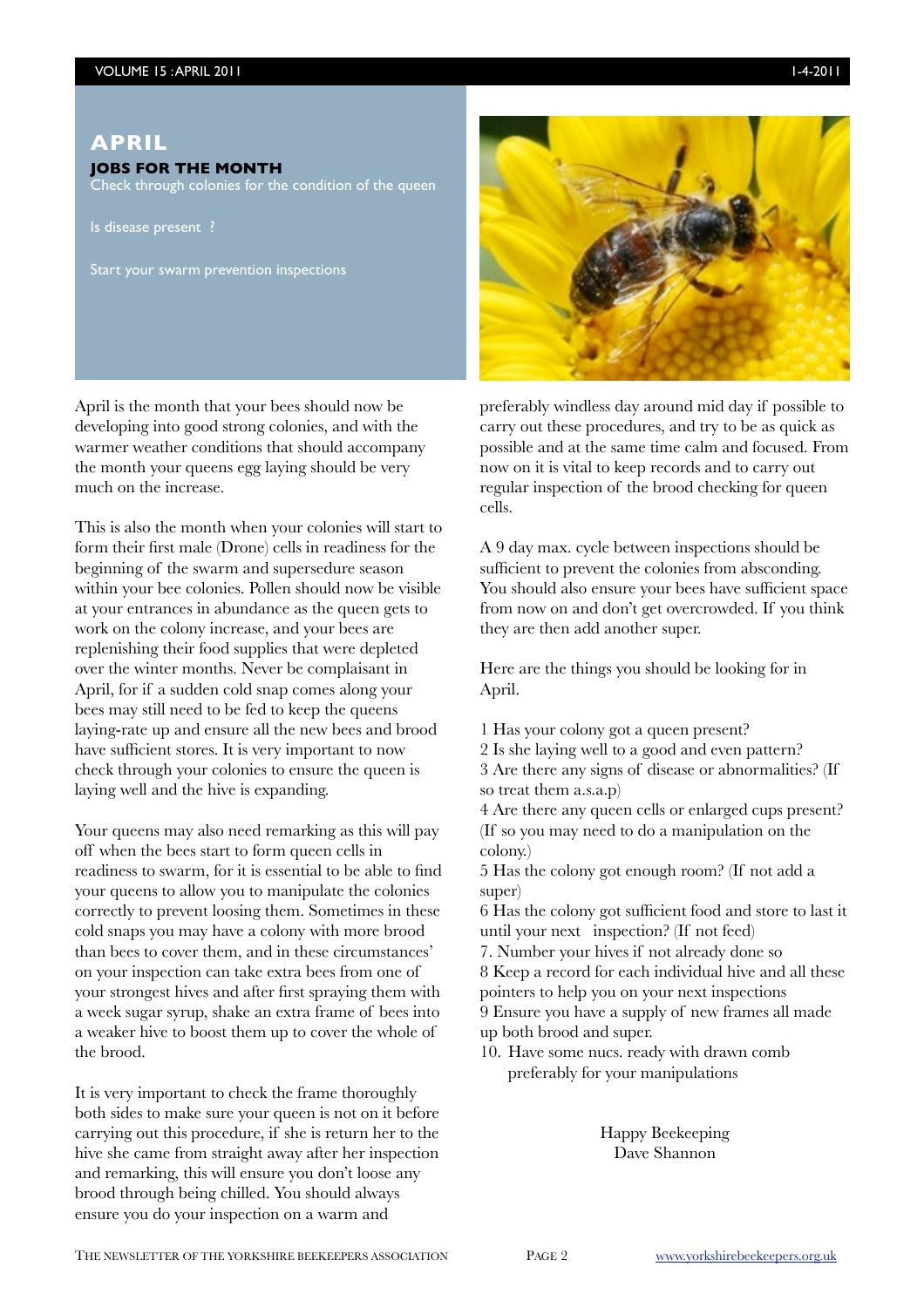# APRIL

## JOBS FOR THE MONTH

Check through colonies for the condition of the queen

Is disease present ?

Start your swarm prevention inspections

April is the month that your bees should now be developing into good strong colonies, and with the warmer weather conditions that should accompany the month your queens egg laying should be very much on the increase.

This is also the month when your colonies will start to form their first male (Drone) cells in readiness for the beginning of the swarm and supersedure season within your bee colonies. Pollen should now be visible at your entrances in abundance as the queen gets to work on the colony increase, and your bees are replenishing their food supplies that were depleted over the winter months. Never be complaisant in April, for if a sudden cold snap comes along your bees may still need to be fed to keep the queens laying-rate up and ensure all the new bees and brood have sufficient stores. It is very important to now check through your colonies to ensure the queen is laying well and the hive is expanding.

Your queens may also need remarking as this will pay off when the bees start to form queen cells in readiness to swarm, for it is essential to be able to find your queens to allow you to manipulate the colonies correctly to prevent loosing them. Sometimes in these cold snaps you may have a colony with more brood than bees to cover them, and in these circumstances' on your inspection can take extra bees from one of your strongest hives and after first spraying them with a week sugar syrup, shake an extra frame of bees into a weaker hive to boost them up to cover the whole of the brood.

It is very important to check the frame thoroughly both sides to make sure your queen is not on it before carrying out this procedure, if she is return her to the hive she came from straight away after her inspection and remarking, this will ensure you don't loose any brood through being chilled. You should always ensure you do your inspection on a warm and preferably windless day around mid day if possible to carry out these procedures, and try to be as quick as possible and at the same time calm and focused. From now on it is vital to keep records and to carry out regular inspection of the brood checking for queen cells.

A 9 day max. cycle between inspections should be sufficient to prevent the colonies from absconding. You should also ensure your bees have sufficient space from now on and don't get overcrowded. If you think they are then add another super.

Here are the things you should be looking for in April.

1 Has your colony got a queen present?
2 Is she laying well to a good and even pattern?
3 Are there any signs of disease or abnormalities? (If so treat them a.s.a.p)
4 Are there any queen cells or enlarged cups present? (If so you may need to do a manipulation on the colony.)
5 Has the colony got enough room? (If not add a super)
6 Has the colony got sufficient food and store to last it until your next inspection? (If not feed)
7. Number your hives if not already done so
8 Keep a record for each individual hive and all these pointers to help you on your next inspections
9 Ensure you have a supply of new frames all made up both brood and super.
10. Have some nucs. ready with drawn comb preferably for your manipulations

Happy Beekeeping
Dave Shannon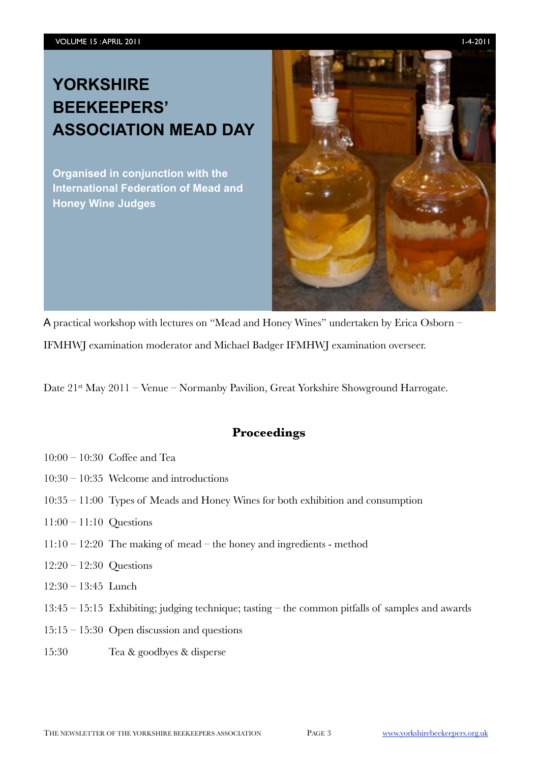# YORKSHIRE BEEKEEPERS' ASSOCIATION MEAD DAY

**Organised in conjunction with the International Federation of Mead and Honey Wine Judges**

A practical workshop with lectures on "Mead and Honey Wines" undertaken by Erica Osborn – IFMHWJ examination moderator and Michael Badger IFMHWJ examination overseer.

Date 21st May 2011 – Venue – Normanby Pavilion, Great Yorkshire Showground Harrogate.

## Proceedings

10:00 – 10:30 Coffee and Tea

10:30 – 10:35 Welcome and introductions

10:35 – 11:00 Types of Meads and Honey Wines for both exhibition and consumption

11:00 – 11:10 Questions

11:10 – 12:20 The making of mead – the honey and ingredients - method

12:20 – 12:30 Questions

12:30 – 13:45 Lunch

13:45 – 15:15 Exhibiting; judging technique; tasting – the common pitfalls of samples and awards

15:15 – 15:30 Open discussion and questions

15:30 Tea & goodbyes & disperse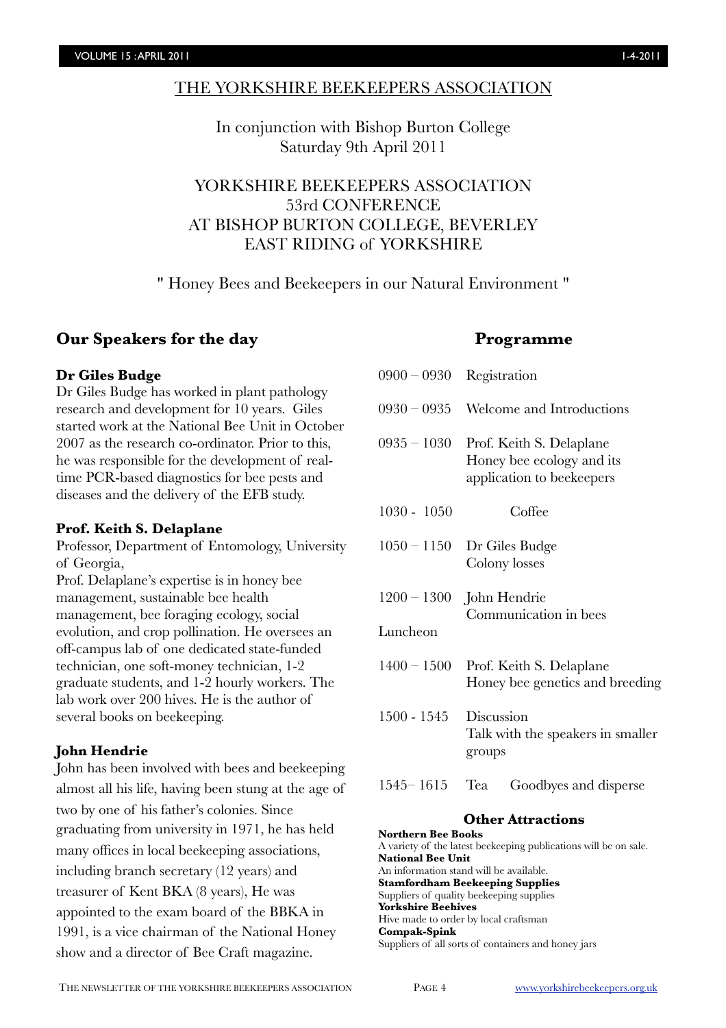THE YORKSHIRE BEEKEEPERS ASSOCIATION

In conjunction with Bishop Burton College
Saturday 9th April 2011

# YORKSHIRE BEEKEEPERS ASSOCIATION 53rd CONFERENCE AT BISHOP BURTON COLLEGE, BEVERLEY EAST RIDING of YORKSHIRE

" Honey Bees and Beekeepers in our Natural Environment "

## Our Speakers for the day

**Dr Giles Budge**

Dr Giles Budge has worked in plant pathology research and development for 10 years. Giles started work at the National Bee Unit in October 2007 as the research co-ordinator. Prior to this, he was responsible for the development of real-time PCR-based diagnostics for bee pests and diseases and the delivery of the EFB study.

**Prof. Keith S. Delaplane**

Professor, Department of Entomology, University of Georgia,

Prof. Delaplane's expertise is in honey bee management, sustainable bee health management, bee foraging ecology, social evolution, and crop pollination. He oversees an off-campus lab of one dedicated state-funded technician, one soft-money technician, 1-2 graduate students, and 1-2 hourly workers. The lab work over 200 hives. He is the author of several books on beekeeping.

**John Hendrie**

John has been involved with bees and beekeeping almost all his life, having been stung at the age of two by one of his father's colonies. Since graduating from university in 1971, he has held many offices in local beekeeping associations, including branch secretary (12 years) and treasurer of Kent BKA (8 years), He was appointed to the exam board of the BBKA in 1991, is a vice chairman of the National Honey show and a director of Bee Craft magazine.

## Programme

| | |
|---|---|
| 0900 – 0930 | Registration |
| 0930 – 0935 | Welcome and Introductions |
| 0935 – 1030 | Prof. Keith S. Delaplane<br>Honey bee ecology and its application to beekeepers |
| 1030 - 1050 | Coffee |
| 1050 – 1150 | Dr Giles Budge<br>Colony losses |
| 1200 – 1300 | John Hendrie<br>Communication in bees |
| Luncheon | |
| 1400 – 1500 | Prof. Keith S. Delaplane<br>Honey bee genetics and breeding |
| 1500 - 1545 | Discussion<br>Talk with the speakers in smaller groups |
| 1545– 1615 | Tea Goodbyes and disperse |

### Other Attractions

**Northern Bee Books**
A variety of the latest beekeeping publications will be on sale.

**National Bee Unit**
An information stand will be available.

**Stamfordham Beekeeping Supplies**
Suppliers of quality beekeeping supplies

**Yorkshire Beehives**
Hive made to order by local craftsman

**Compak-Spink**
Suppliers of all sorts of containers and honey jars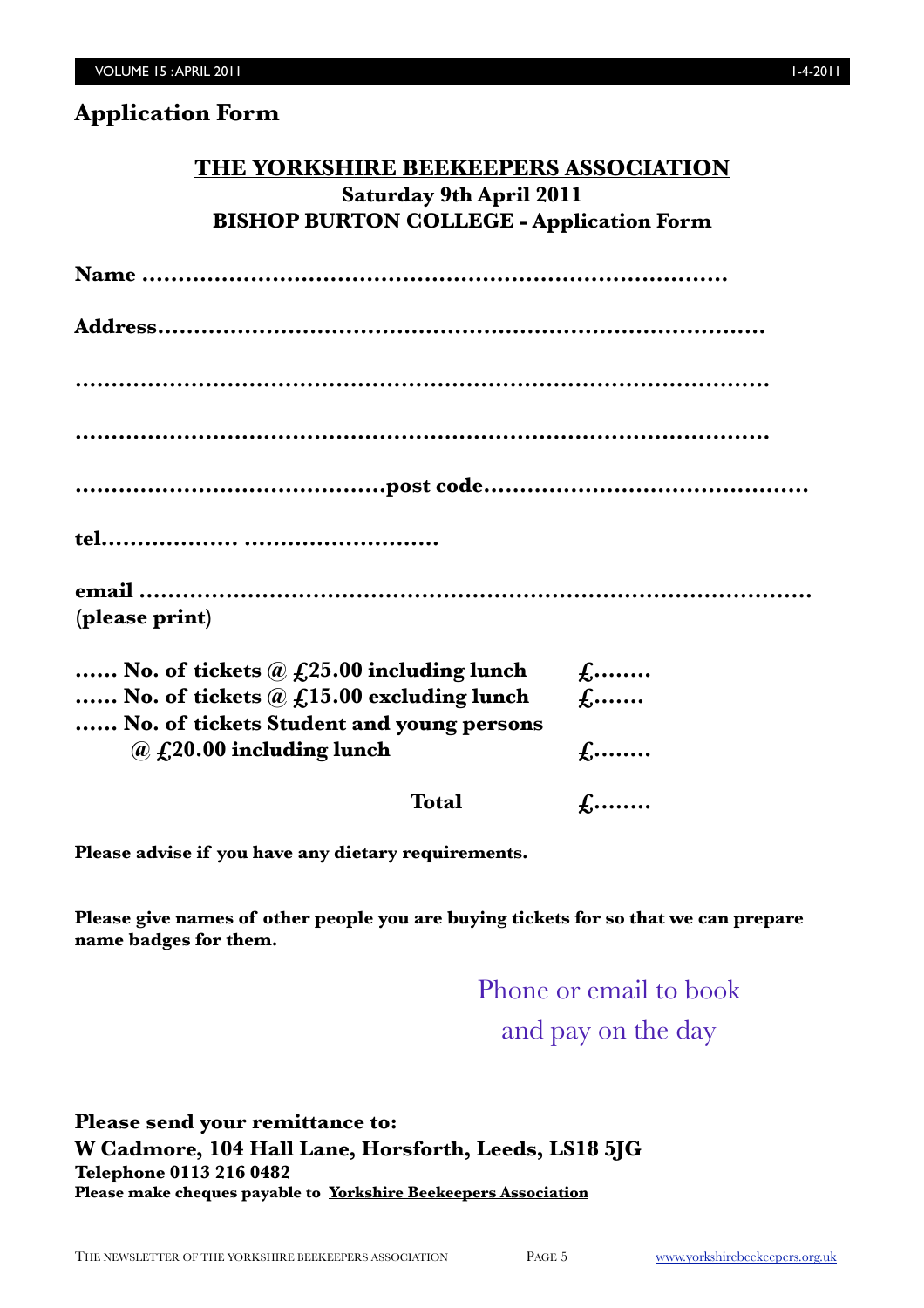## Application Form

**THE YORKSHIRE BEEKEEPERS ASSOCIATION**
**Saturday 9th April 2011**
**BISHOP BURTON COLLEGE - Application Form**

**Name ..........................................................................**

**Address.........................................................................**

**..........................................................................................**

**..........................................................................................**

**..........................................post code.............................................**

**tel.................. ..........................**

**email ...........................................................................................**
**(please print)**

**...... No. of tickets @ £25.00 including lunch £........**
**...... No. of tickets @ £15.00 excluding lunch £.......**
**...... No. of tickets Student and young persons @ £20.00 including lunch £........**

**Total £........**

**Please advise if you have any dietary requirements.**

**Please give names of other people you are buying tickets for so that we can prepare name badges for them.**

Phone or email to book
and pay on the day

**Please send your remittance to:**
**W Cadmore, 104 Hall Lane, Horsforth, Leeds, LS18 5JG**
**Telephone 0113 216 0482**
**Please make cheques payable to Yorkshire Beekeepers Association**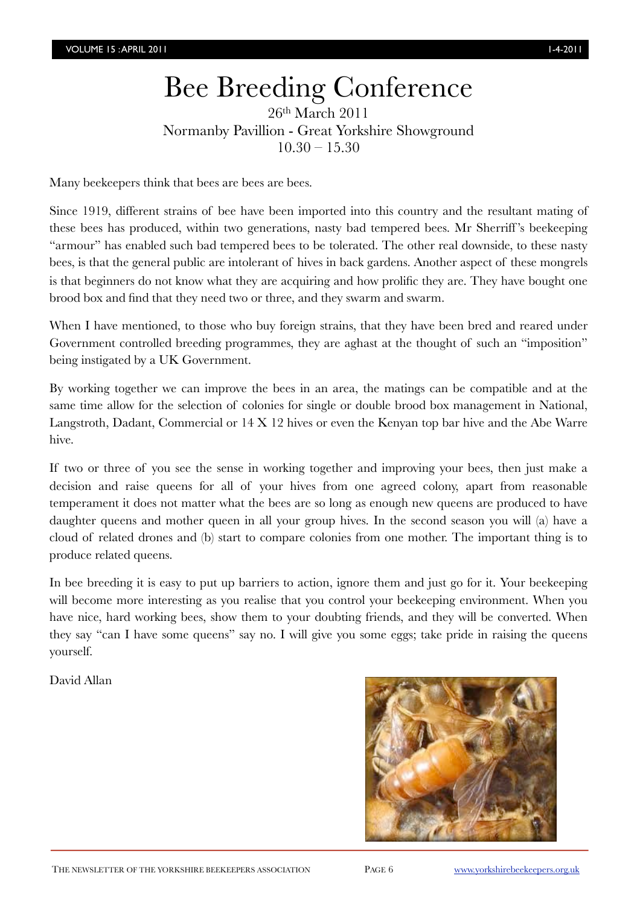# Bee Breeding Conference

26th March 2011
Normanby Pavillion - Great Yorkshire Showground
10.30 – 15.30

Many beekeepers think that bees are bees are bees.

Since 1919, different strains of bee have been imported into this country and the resultant mating of these bees has produced, within two generations, nasty bad tempered bees. Mr Sherriff's beekeeping "armour" has enabled such bad tempered bees to be tolerated. The other real downside, to these nasty bees, is that the general public are intolerant of hives in back gardens. Another aspect of these mongrels is that beginners do not know what they are acquiring and how prolific they are. They have bought one brood box and find that they need two or three, and they swarm and swarm.

When I have mentioned, to those who buy foreign strains, that they have been bred and reared under Government controlled breeding programmes, they are aghast at the thought of such an "imposition" being instigated by a UK Government.

By working together we can improve the bees in an area, the matings can be compatible and at the same time allow for the selection of colonies for single or double brood box management in National, Langstroth, Dadant, Commercial or 14 X 12 hives or even the Kenyan top bar hive and the Abe Warre hive.

If two or three of you see the sense in working together and improving your bees, then just make a decision and raise queens for all of your hives from one agreed colony, apart from reasonable temperament it does not matter what the bees are so long as enough new queens are produced to have daughter queens and mother queen in all your group hives. In the second season you will (a) have a cloud of related drones and (b) start to compare colonies from one mother. The important thing is to produce related queens.

In bee breeding it is easy to put up barriers to action, ignore them and just go for it. Your beekeeping will become more interesting as you realise that you control your beekeeping environment. When you have nice, hard working bees, show them to your doubting friends, and they will be converted. When they say "can I have some queens" say no. I will give you some eggs; take pride in raising the queens yourself.

David Allan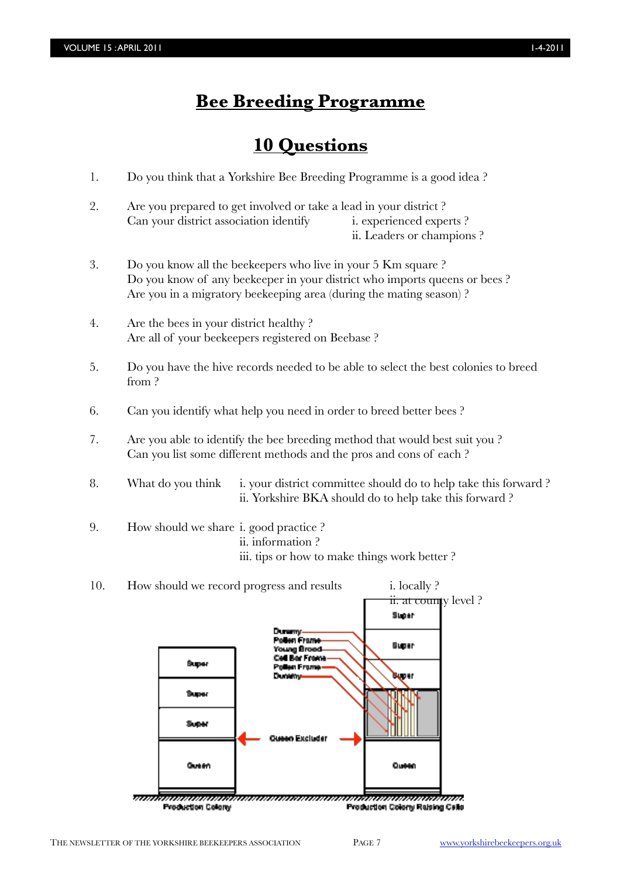# Bee Breeding Programme

## 10 Questions

1. Do you think that a Yorkshire Bee Breeding Programme is a good idea ?

2. Are you prepared to get involved or take a lead in your district ?
   Can your district association identify
   i. experienced experts ?
   ii. Leaders or champions ?

3. Do you know all the beekeepers who live in your 5 Km square ?
   Do you know of any beekeeper in your district who imports queens or bees ?
   Are you in a migratory beekeeping area (during the mating season) ?

4. Are the bees in your district healthy ?
   Are all of your beekeepers registered on Beebase ?

5. Do you have the hive records needed to be able to select the best colonies to breed from ?

6. Can you identify what help you need in order to breed better bees ?

7. Are you able to identify the bee breeding method that would best suit you ?
   Can you list some different methods and the pros and cons of each ?

8. What do you think
   i. your district committee should do to help take this forward ?
   ii. Yorkshire BKA should do to help take this forward ?

9. How should we share
   i. good practice ?
   ii. information ?
   iii. tips or how to make things work better ?

10. How should we record progress and results
    i. locally ?
    ii. at county level ?

Super | Super | Super | Queen — Production Colony

Dummy, Pollen Frame, Young Brood, Cell Bar Frame, Pollen Frame, Dummy — Queen Excluder

Super | Super | Super | Queen — Production Colony Raising Cells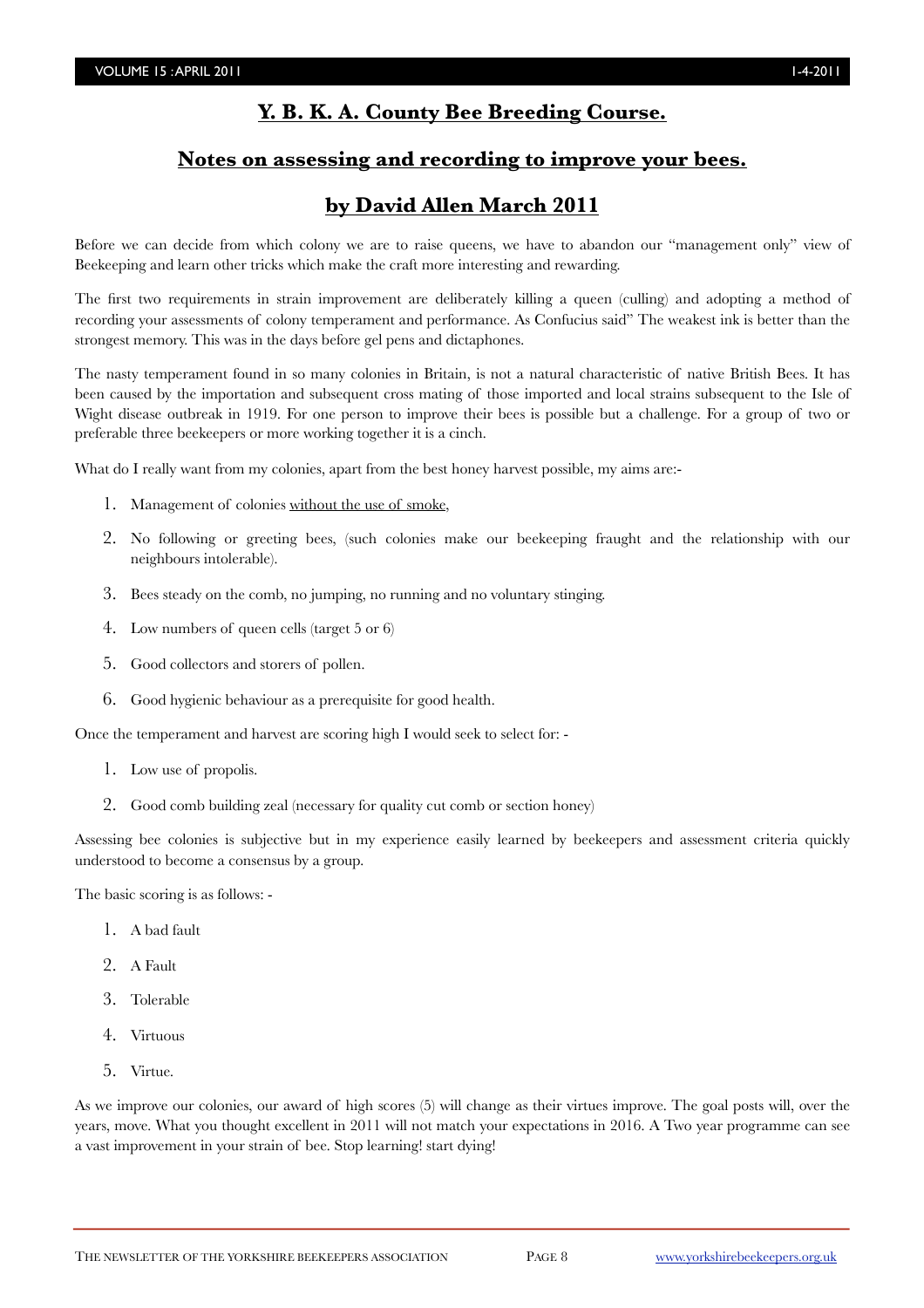## Y. B. K. A. County Bee Breeding Course.

## Notes on assessing and recording to improve your bees.

## by David Allen March 2011

Before we can decide from which colony we are to raise queens, we have to abandon our "management only" view of Beekeeping and learn other tricks which make the craft more interesting and rewarding.

The first two requirements in strain improvement are deliberately killing a queen (culling) and adopting a method of recording your assessments of colony temperament and performance. As Confucius said" The weakest ink is better than the strongest memory. This was in the days before gel pens and dictaphones.

The nasty temperament found in so many colonies in Britain, is not a natural characteristic of native British Bees. It has been caused by the importation and subsequent cross mating of those imported and local strains subsequent to the Isle of Wight disease outbreak in 1919. For one person to improve their bees is possible but a challenge. For a group of two or preferable three beekeepers or more working together it is a cinch.

What do I really want from my colonies, apart from the best honey harvest possible, my aims are:-

1. Management of colonies <u>without the use of smoke</u>,
2. No following or greeting bees, (such colonies make our beekeeping fraught and the relationship with our neighbours intolerable).
3. Bees steady on the comb, no jumping, no running and no voluntary stinging.
4. Low numbers of queen cells (target 5 or 6)
5. Good collectors and storers of pollen.
6. Good hygienic behaviour as a prerequisite for good health.

Once the temperament and harvest are scoring high I would seek to select for: -

1. Low use of propolis.
2. Good comb building zeal (necessary for quality cut comb or section honey)

Assessing bee colonies is subjective but in my experience easily learned by beekeepers and assessment criteria quickly understood to become a consensus by a group.

The basic scoring is as follows: -

1. A bad fault
2. A Fault
3. Tolerable
4. Virtuous
5. Virtue.

As we improve our colonies, our award of high scores (5) will change as their virtues improve. The goal posts will, over the years, move. What you thought excellent in 2011 will not match your expectations in 2016. A Two year programme can see a vast improvement in your strain of bee. Stop learning! start dying!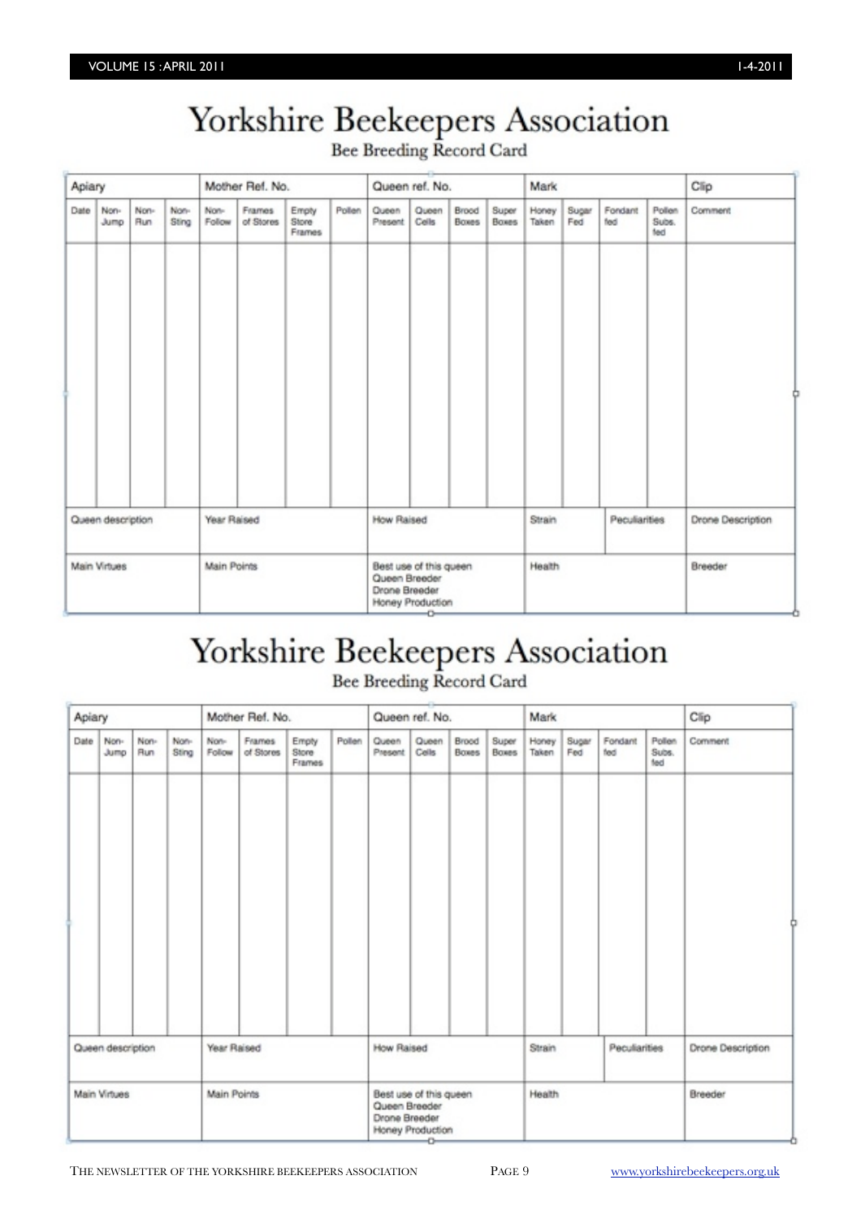# Yorkshire Beekeepers Association

## Bee Breeding Record Card

| Apiary | | | | Mother Ref. No. | | | | Queen ref. No. | | | | Mark | | | | Clip |
|---|---|---|---|---|---|---|---|---|---|---|---|---|---|---|---|---|
| Date | Non-Jump | Non-Run | Non-Sting | Non-Follow | Frames of Stores | Empty Store Frames | Pollen | Queen Present | Queen Cells | Brood Boxes | Super Boxes | Honey Taken | Sugar Fed | Fondant fed | Pollen Subs. fed | Comment |
| | | | | | | | | | | | | | | | | |
| Queen description | | | | Year Raised | | | | How Raised | | | | Strain | | Peculiarities | | Drone Description |
| Main Virtues | | | | Main Points | | | | Best use of this queen<br>Queen Breeder<br>Drone Breeder<br>Honey Production | | | | Health | | | | Breeder |

# Yorkshire Beekeepers Association

## Bee Breeding Record Card

| Apiary | | | | Mother Ref. No. | | | | Queen ref. No. | | | | Mark | | | | Clip |
|---|---|---|---|---|---|---|---|---|---|---|---|---|---|---|---|---|
| Date | Non-Jump | Non-Run | Non-Sting | Non-Follow | Frames of Stores | Empty Store Frames | Pollen | Queen Present | Queen Cells | Brood Boxes | Super Boxes | Honey Taken | Sugar Fed | Fondant fed | Pollen Subs. fed | Comment |
| | | | | | | | | | | | | | | | | |
| Queen description | | | | Year Raised | | | | How Raised | | | | Strain | | Peculiarities | | Drone Description |
| Main Virtues | | | | Main Points | | | | Best use of this queen<br>Queen Breeder<br>Drone Breeder<br>Honey Production | | | | Health | | | | Breeder |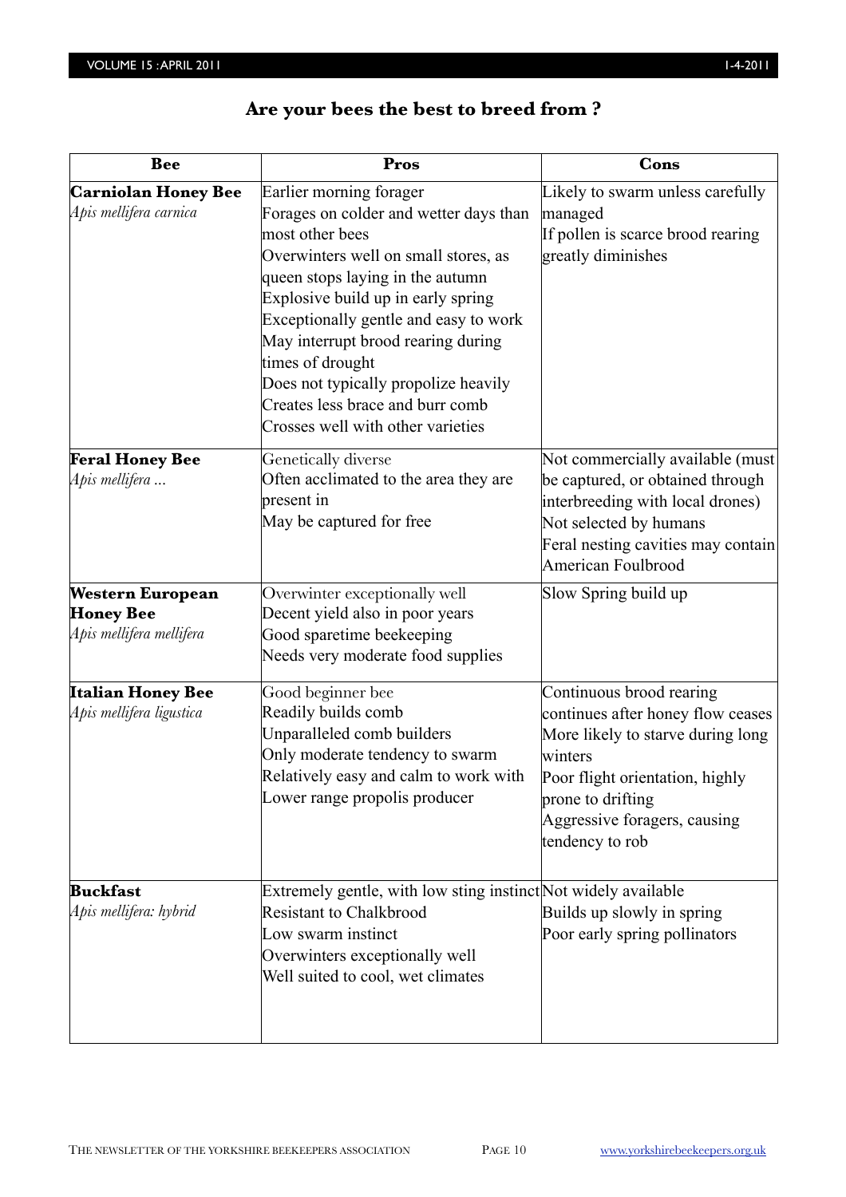## Are your bees the best to breed from ?

| Bee | Pros | Cons |
|---|---|---|
| **Carniolan Honey Bee** *Apis mellifera carnica* | Earlier morning forager<br>Forages on colder and wetter days than most other bees<br>Overwinters well on small stores, as queen stops laying in the autumn<br>Explosive build up in early spring<br>Exceptionally gentle and easy to work<br>May interrupt brood rearing during times of drought<br>Does not typically propolize heavily<br>Creates less brace and burr comb<br>Crosses well with other varieties | Likely to swarm unless carefully managed<br>If pollen is scarce brood rearing greatly diminishes |
| **Feral Honey Bee** *Apis mellifera ...* | Genetically diverse<br>Often acclimated to the area they are present in<br>May be captured for free | Not commercially available (must be captured, or obtained through interbreeding with local drones)<br>Not selected by humans<br>Feral nesting cavities may contain American Foulbrood |
| **Western European Honey Bee** *Apis mellifera mellifera* | Overwinter exceptionally well<br>Decent yield also in poor years<br>Good sparetime beekeeping<br>Needs very moderate food supplies | Slow Spring build up |
| **Italian Honey Bee** *Apis mellifera ligustica* | Good beginner bee<br>Readily builds comb<br>Unparalleled comb builders<br>Only moderate tendency to swarm<br>Relatively easy and calm to work with<br>Lower range propolis producer | Continuous brood rearing continues after honey flow ceases<br>More likely to starve during long winters<br>Poor flight orientation, highly prone to drifting<br>Aggressive foragers, causing tendency to rob |
| **Buckfast** *Apis mellifera: hybrid* | Extremely gentle, with low sting instinct<br>Resistant to Chalkbrood<br>Low swarm instinct<br>Overwinters exceptionally well<br>Well suited to cool, wet climates | Not widely available<br>Builds up slowly in spring<br>Poor early spring pollinators |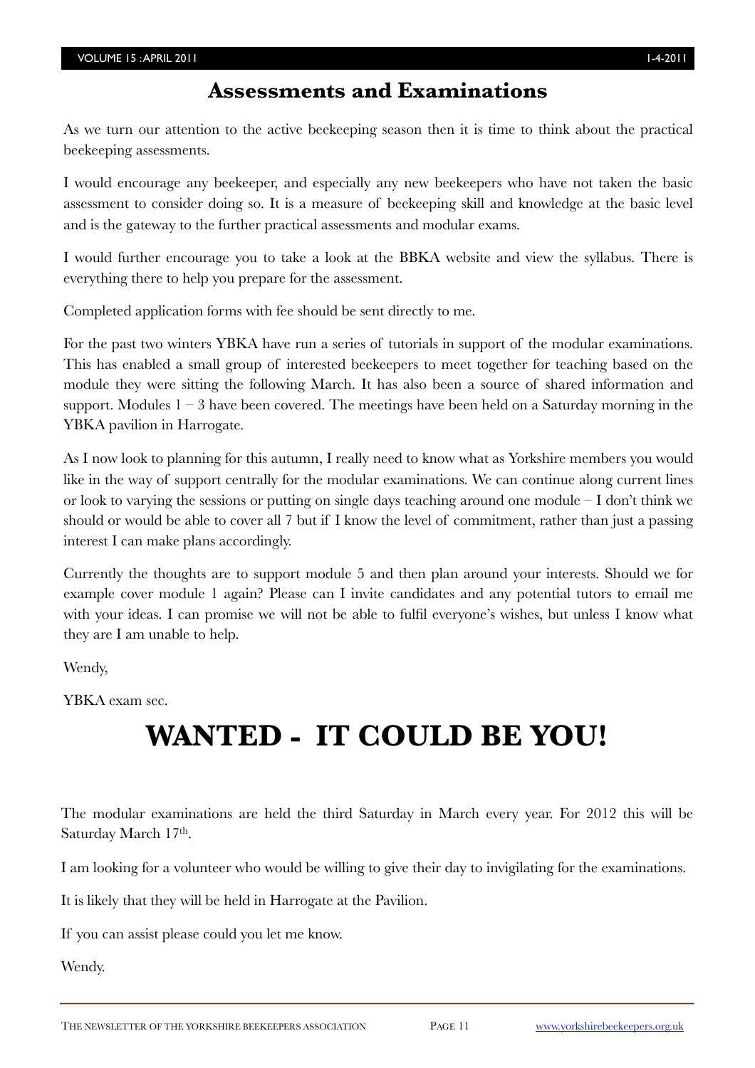## Assessments and Examinations

As we turn our attention to the active beekeeping season then it is time to think about the practical beekeeping assessments.

I would encourage any beekeeper, and especially any new beekeepers who have not taken the basic assessment to consider doing so. It is a measure of beekeeping skill and knowledge at the basic level and is the gateway to the further practical assessments and modular exams.

I would further encourage you to take a look at the BBKA website and view the syllabus. There is everything there to help you prepare for the assessment.

Completed application forms with fee should be sent directly to me.

For the past two winters YBKA have run a series of tutorials in support of the modular examinations. This has enabled a small group of interested beekeepers to meet together for teaching based on the module they were sitting the following March. It has also been a source of shared information and support. Modules 1 – 3 have been covered. The meetings have been held on a Saturday morning in the YBKA pavilion in Harrogate.

As I now look to planning for this autumn, I really need to know what as Yorkshire members you would like in the way of support centrally for the modular examinations. We can continue along current lines or look to varying the sessions or putting on single days teaching around one module – I don't think we should or would be able to cover all 7 but if I know the level of commitment, rather than just a passing interest I can make plans accordingly.

Currently the thoughts are to support module 5 and then plan around your interests. Should we for example cover module 1 again? Please can I invite candidates and any potential tutors to email me with your ideas. I can promise we will not be able to fulfil everyone's wishes, but unless I know what they are I am unable to help.

Wendy,

YBKA exam sec.

# WANTED - IT COULD BE YOU!

The modular examinations are held the third Saturday in March every year. For 2012 this will be Saturday March 17th.

I am looking for a volunteer who would be willing to give their day to invigilating for the examinations.

It is likely that they will be held in Harrogate at the Pavilion.

If you can assist please could you let me know.

Wendy.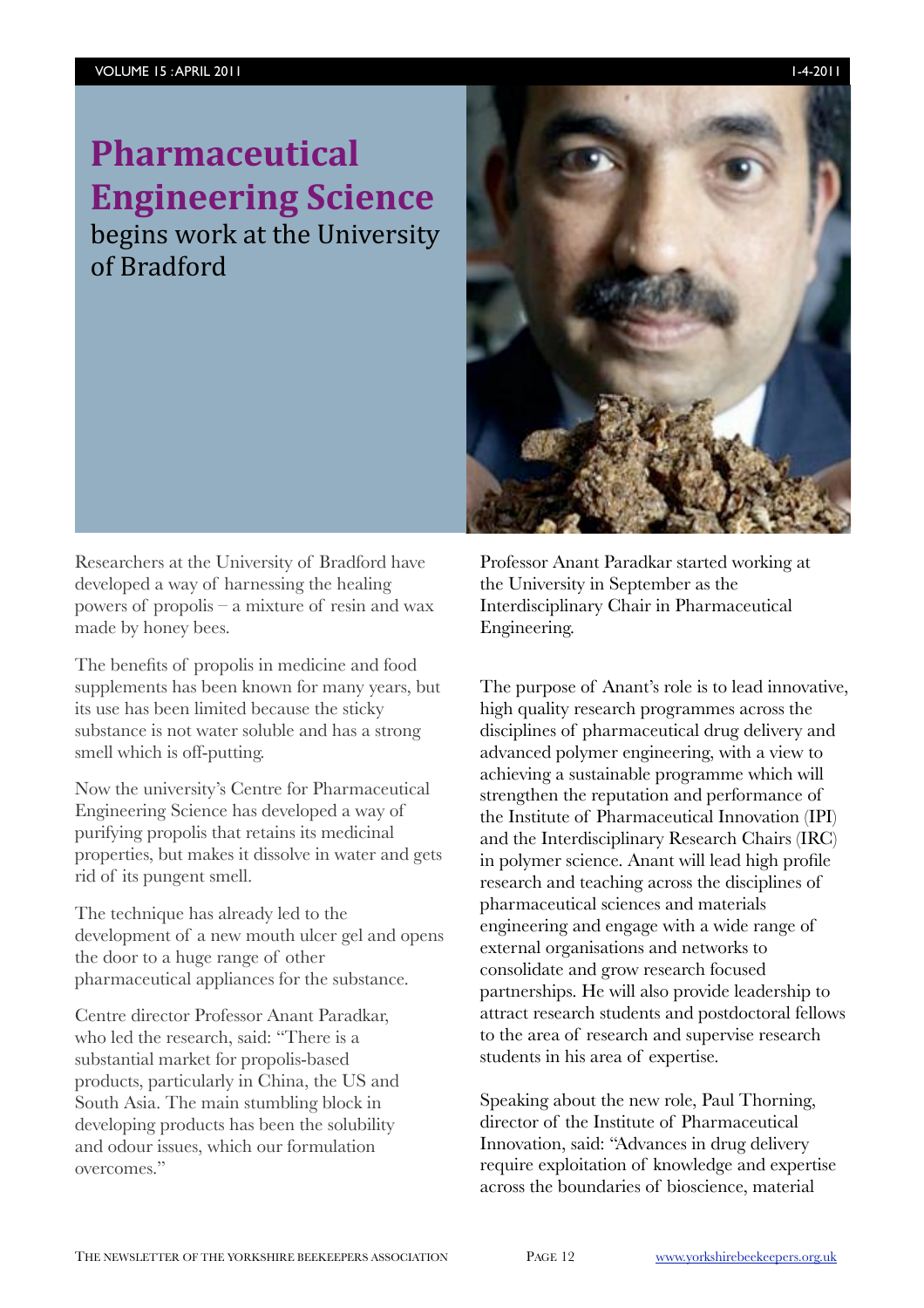# Pharmaceutical Engineering Science

## begins work at the University of Bradford

Researchers at the University of Bradford have developed a way of harnessing the healing powers of propolis – a mixture of resin and wax made by honey bees.

The benefits of propolis in medicine and food supplements has been known for many years, but its use has been limited because the sticky substance is not water soluble and has a strong smell which is off-putting.

Now the university's Centre for Pharmaceutical Engineering Science has developed a way of purifying propolis that retains its medicinal properties, but makes it dissolve in water and gets rid of its pungent smell.

The technique has already led to the development of a new mouth ulcer gel and opens the door to a huge range of other pharmaceutical appliances for the substance.

Centre director Professor Anant Paradkar, who led the research, said: "There is a substantial market for propolis-based products, particularly in China, the US and South Asia. The main stumbling block in developing products has been the solubility and odour issues, which our formulation overcomes."

Professor Anant Paradkar started working at the University in September as the Interdisciplinary Chair in Pharmaceutical Engineering.

The purpose of Anant's role is to lead innovative, high quality research programmes across the disciplines of pharmaceutical drug delivery and advanced polymer engineering, with a view to achieving a sustainable programme which will strengthen the reputation and performance of the Institute of Pharmaceutical Innovation (IPI) and the Interdisciplinary Research Chairs (IRC) in polymer science. Anant will lead high profile research and teaching across the disciplines of pharmaceutical sciences and materials engineering and engage with a wide range of external organisations and networks to consolidate and grow research focused partnerships. He will also provide leadership to attract research students and postdoctoral fellows to the area of research and supervise research students in his area of expertise.

Speaking about the new role, Paul Thorning, director of the Institute of Pharmaceutical Innovation, said: "Advances in drug delivery require exploitation of knowledge and expertise across the boundaries of bioscience, material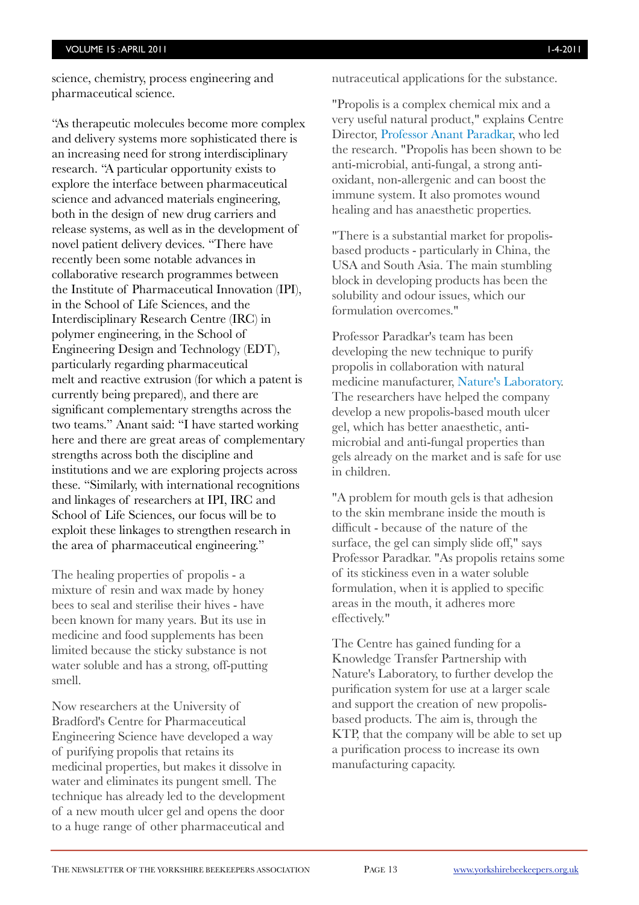science, chemistry, process engineering and pharmaceutical science.

"As therapeutic molecules become more complex and delivery systems more sophisticated there is an increasing need for strong interdisciplinary research. "A particular opportunity exists to explore the interface between pharmaceutical science and advanced materials engineering, both in the design of new drug carriers and release systems, as well as in the development of novel patient delivery devices. "There have recently been some notable advances in collaborative research programmes between the Institute of Pharmaceutical Innovation (IPI), in the School of Life Sciences, and the Interdisciplinary Research Centre (IRC) in polymer engineering, in the School of Engineering Design and Technology (EDT), particularly regarding pharmaceutical melt and reactive extrusion (for which a patent is currently being prepared), and there are significant complementary strengths across the two teams." Anant said: "I have started working here and there are great areas of complementary strengths across both the discipline and institutions and we are exploring projects across these. "Similarly, with international recognitions and linkages of researchers at IPI, IRC and School of Life Sciences, our focus will be to exploit these linkages to strengthen research in the area of pharmaceutical engineering."

The healing properties of propolis - a mixture of resin and wax made by honey bees to seal and sterilise their hives - have been known for many years. But its use in medicine and food supplements has been limited because the sticky substance is not water soluble and has a strong, off-putting smell.

Now researchers at the University of Bradford's Centre for Pharmaceutical Engineering Science have developed a way of purifying propolis that retains its medicinal properties, but makes it dissolve in water and eliminates its pungent smell. The technique has already led to the development of a new mouth ulcer gel and opens the door to a huge range of other pharmaceutical and nutraceutical applications for the substance.

"Propolis is a complex chemical mix and a very useful natural product," explains Centre Director, Professor Anant Paradkar, who led the research. "Propolis has been shown to be anti-microbial, anti-fungal, a strong anti-oxidant, non-allergenic and can boost the immune system. It also promotes wound healing and has anaesthetic properties.

"There is a substantial market for propolis-based products - particularly in China, the USA and South Asia. The main stumbling block in developing products has been the solubility and odour issues, which our formulation overcomes."

Professor Paradkar's team has been developing the new technique to purify propolis in collaboration with natural medicine manufacturer, Nature's Laboratory. The researchers have helped the company develop a new propolis-based mouth ulcer gel, which has better anaesthetic, anti-microbial and anti-fungal properties than gels already on the market and is safe for use in children.

"A problem for mouth gels is that adhesion to the skin membrane inside the mouth is difficult - because of the nature of the surface, the gel can simply slide off," says Professor Paradkar. "As propolis retains some of its stickiness even in a water soluble formulation, when it is applied to specific areas in the mouth, it adheres more effectively."

The Centre has gained funding for a Knowledge Transfer Partnership with Nature's Laboratory, to further develop the purification system for use at a larger scale and support the creation of new propolis-based products. The aim is, through the KTP, that the company will be able to set up a purification process to increase its own manufacturing capacity.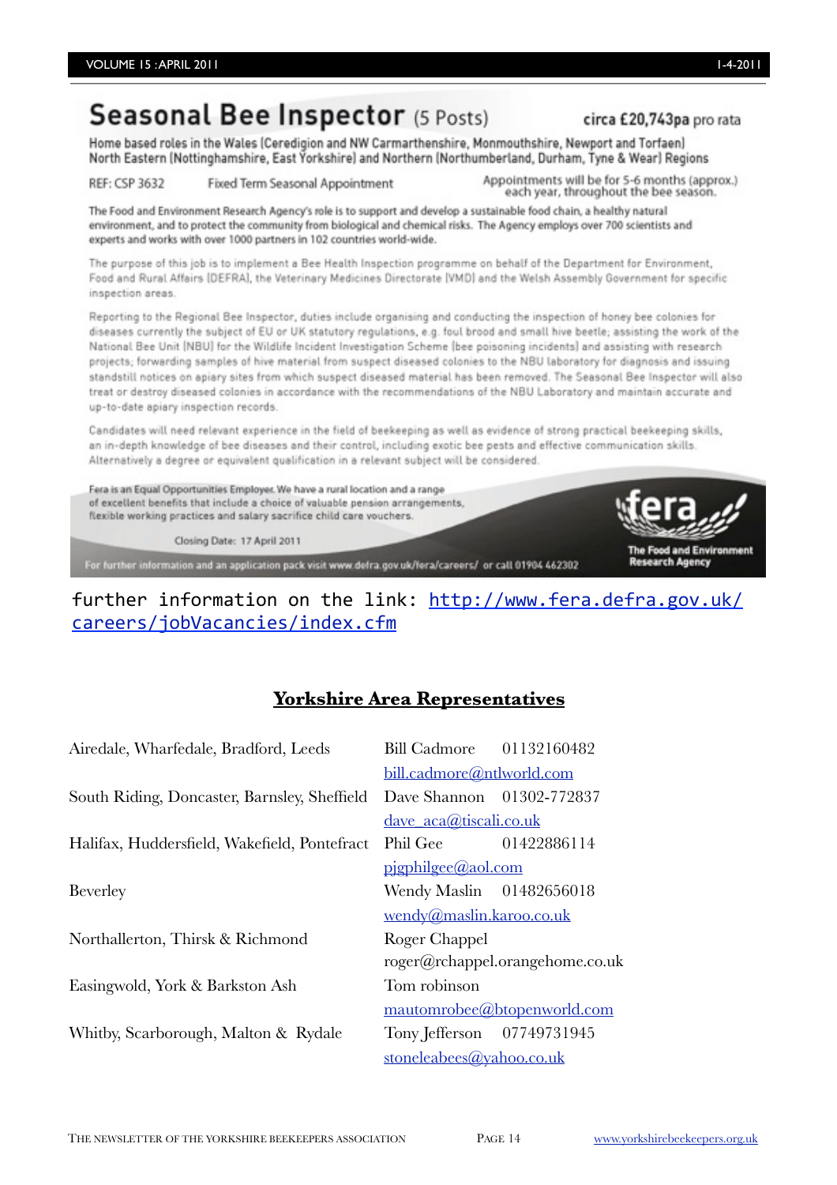# Seasonal Bee Inspector (5 Posts)

**circa £20,743pa** pro rata

Home based roles in the Wales (Ceredigion and NW Carmarthenshire, Monmouthshire, Newport and Torfaen) North Eastern (Nottinghamshire, East Yorkshire) and Northern (Northumberland, Durham, Tyne & Wear) Regions

REF: CSP 3632 — Fixed Term Seasonal Appointment — Appointments will be for 5-6 months (approx.) each year, throughout the bee season.

The Food and Environment Research Agency's role is to support and develop a sustainable food chain, a healthy natural environment, and to protect the community from biological and chemical risks. The Agency employs over 700 scientists and experts and works with over 1000 partners in 102 countries world-wide.

The purpose of this job is to implement a Bee Health Inspection programme on behalf of the Department for Environment, Food and Rural Affairs (DEFRA), the Veterinary Medicines Directorate (VMD) and the Welsh Assembly Government for specific inspection areas.

Reporting to the Regional Bee Inspector, duties include organising and conducting the inspection of honey bee colonies for diseases currently the subject of EU or UK statutory regulations, e.g. foul brood and small hive beetle; assisting the work of the National Bee Unit (NBU) for the Wildlife Incident Investigation Scheme (bee poisoning incidents) and assisting with research projects; forwarding samples of hive material from suspect diseased colonies to the NBU laboratory for diagnosis and issuing standstill notices on apiary sites from which suspect diseased material has been removed. The Seasonal Bee Inspector will also treat or destroy diseased colonies in accordance with the recommendations of the NBU Laboratory and maintain accurate and up-to-date apiary inspection records.

Candidates will need relevant experience in the field of beekeeping as well as evidence of strong practical beekeeping skills, an in-depth knowledge of bee diseases and their control, including exotic bee pests and effective communication skills. Alternatively a degree or equivalent qualification in a relevant subject will be considered.

Fera is an Equal Opportunities Employer. We have a rural location and a range of excellent benefits that include a choice of valuable pension arrangements, flexible working practices and salary sacrifice child care vouchers.

Closing Date: 17 April 2011

For further information and an application pack visit www.defra.gov.uk/fera/careers/ or call 01904 462302

fera — The Food and Environment Research Agency

further information on the link: http://www.fera.defra.gov.uk/careers/jobVacancies/index.cfm

## Yorkshire Area Representatives

| Area | Representative | Phone / Email |
|---|---|---|
| Airedale, Wharfedale, Bradford, Leeds | Bill Cadmore | 01132160482 |
| | bill.cadmore@ntlworld.com | |
| South Riding, Doncaster, Barnsley, Sheffield | Dave Shannon | 01302-772837 |
| | dave_aca@tiscali.co.uk | |
| Halifax, Huddersfield, Wakefield, Pontefract | Phil Gee | 01422886114 |
| | pjgphilgee@aol.com | |
| Beverley | Wendy Maslin | 01482656018 |
| | wendy@maslin.karoo.co.uk | |
| Northallerton, Thirsk & Richmond | Roger Chappel | |
| | roger@rchappel.orangehome.co.uk | |
| Easingwold, York & Barkston Ash | Tom robinson | |
| | mautomrobee@btopenworld.com | |
| Whitby, Scarborough, Malton & Rydale | Tony Jefferson | 07749731945 |
| | stoneleabees@yahoo.co.uk | |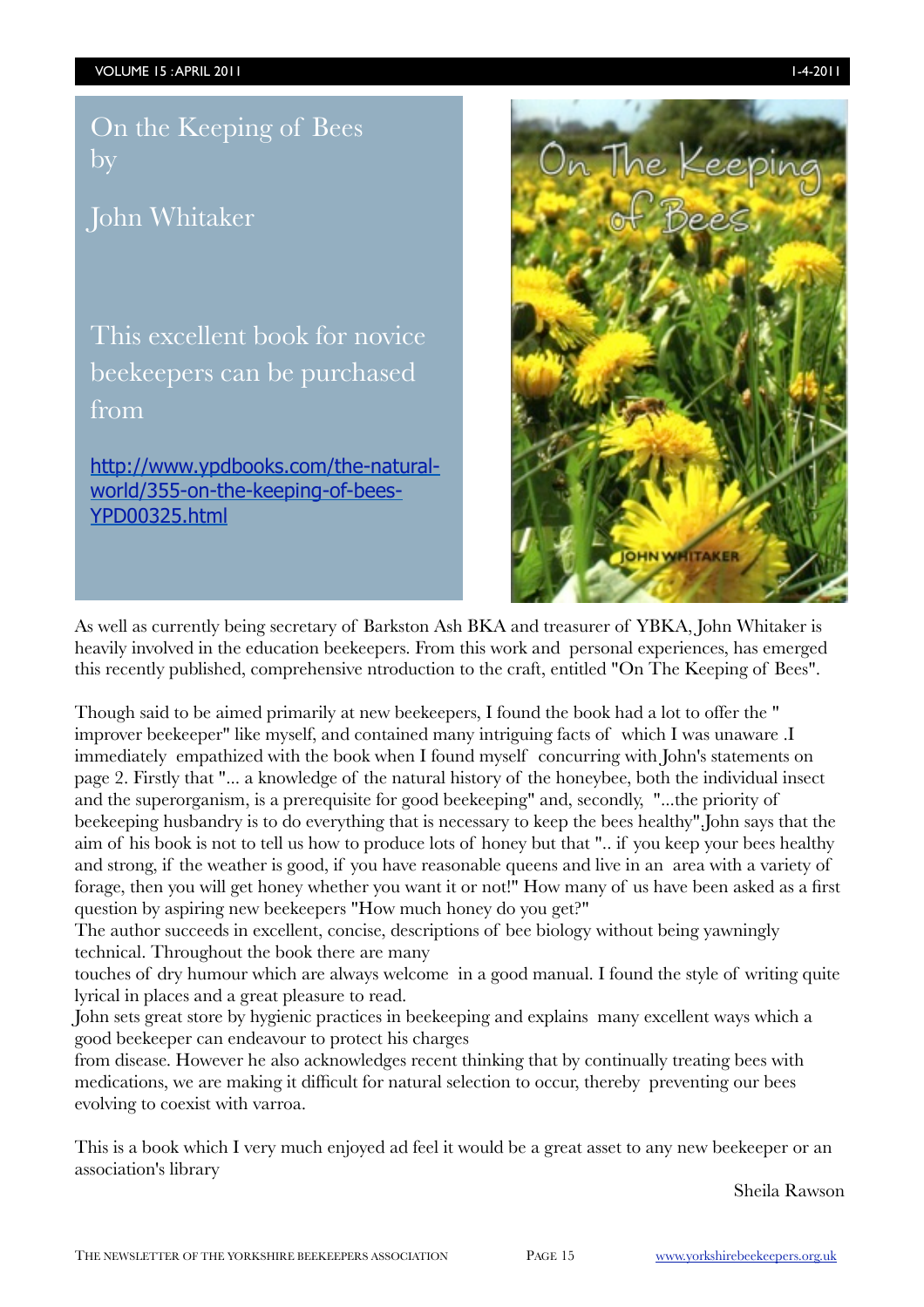# On the Keeping of Bees by

# John Whitaker

This excellent book for novice beekeepers can be purchased from

[http://www.ypdbooks.com/the-natural-world/355-on-the-keeping-of-bees-YPD00325.html](http://www.ypdbooks.com/the-natural-world/355-on-the-keeping-of-bees-YPD00325.html)

As well as currently being secretary of Barkston Ash BKA and treasurer of YBKA, John Whitaker is heavily involved in the education beekeepers. From this work and personal experiences, has emerged this recently published, comprehensive ntroduction to the craft, entitled "On The Keeping of Bees".

Though said to be aimed primarily at new beekeepers, I found the book had a lot to offer the " improver beekeeper" like myself, and contained many intriguing facts of which I was unaware .I immediately empathized with the book when I found myself concurring with John's statements on page 2. Firstly that "... a knowledge of the natural history of the honeybee, both the individual insect and the superorganism, is a prerequisite for good beekeeping" and, secondly, "...the priority of beekeeping husbandry is to do everything that is necessary to keep the bees healthy",John says that the aim of his book is not to tell us how to produce lots of honey but that ".. if you keep your bees healthy and strong, if the weather is good, if you have reasonable queens and live in an area with a variety of forage, then you will get honey whether you want it or not!" How many of us have been asked as a first question by aspiring new beekeepers "How much honey do you get?"

The author succeeds in excellent, concise, descriptions of bee biology without being yawningly technical. Throughout the book there are many touches of dry humour which are always welcome in a good manual. I found the style of writing quite lyrical in places and a great pleasure to read.

John sets great store by hygienic practices in beekeeping and explains many excellent ways which a good beekeeper can endeavour to protect his charges from disease. However he also acknowledges recent thinking that by continually treating bees with medications, we are making it difficult for natural selection to occur, thereby preventing our bees evolving to coexist with varroa.

This is a book which I very much enjoyed ad feel it would be a great asset to any new beekeeper or an association's library

Sheila Rawson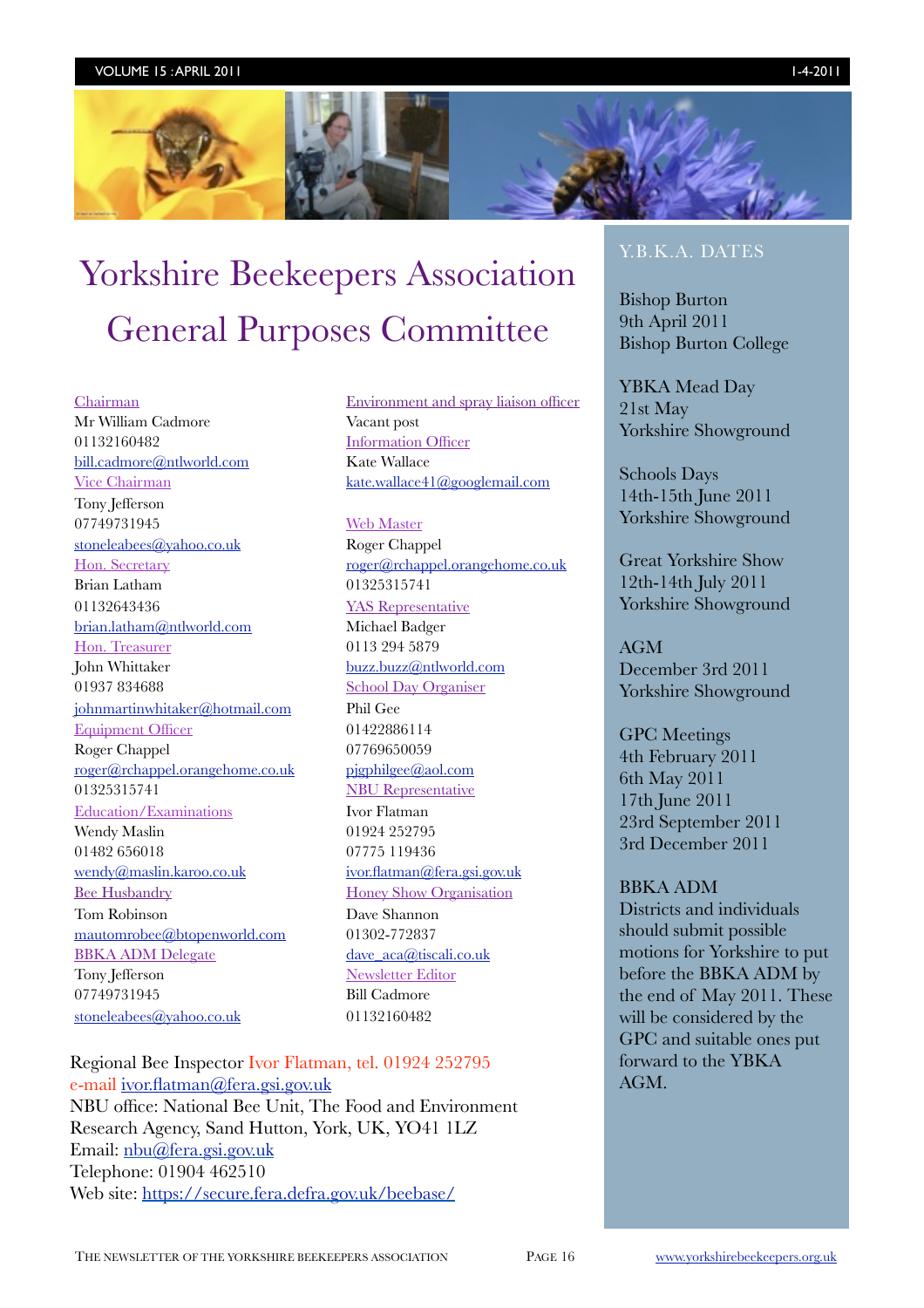# Yorkshire Beekeepers Association General Purposes Committee

Chairman
Mr William Cadmore
01132160482
bill.cadmore@ntlworld.com

Vice Chairman
Tony Jefferson
07749731945
stoneleabees@yahoo.co.uk

Hon. Secretary
Brian Latham
01132643436
brian.latham@ntlworld.com

Hon. Treasurer
John Whittaker
01937 834688
johnmartinwhitaker@hotmail.com

Equipment Officer
Roger Chappel
roger@rchappel.orangehome.co.uk
01325315741

Education/Examinations
Wendy Maslin
01482 656018
wendy@maslin.karoo.co.uk

Bee Husbandry
Tom Robinson
mautomrobee@btopenworld.com

BBKA ADM Delegate
Tony Jefferson
07749731945
stoneleabees@yahoo.co.uk

Environment and spray liaison officer
Vacant post

Information Officer
Kate Wallace
kate.wallace41@googlemail.com

Web Master
Roger Chappel
roger@rchappel.orangehome.co.uk
01325315741

YAS Representative
Michael Badger
0113 294 5879
buzz.buzz@ntlworld.com

School Day Organiser
Phil Gee
01422886114
07769650059
pjgphilgee@aol.com

NBU Representative
Ivor Flatman
01924 252795
07775 119436
ivor.flatman@fera.gsi.gov.uk

Honey Show Organisation
Dave Shannon
01302-772837
dave_aca@tiscali.co.uk

Newsletter Editor
Bill Cadmore
01132160482

Regional Bee Inspector Ivor Flatman, tel. 01924 252795
e-mail ivor.flatman@fera.gsi.gov.uk
NBU office: National Bee Unit, The Food and Environment Research Agency, Sand Hutton, York, UK, YO41 1LZ
Email: nbu@fera.gsi.gov.uk
Telephone: 01904 462510
Web site: https://secure.fera.defra.gov.uk/beebase/

## Y.B.K.A. DATES

Bishop Burton
9th April 2011
Bishop Burton College

YBKA Mead Day
21st May
Yorkshire Showground

Schools Days
14th-15th June 2011
Yorkshire Showground

Great Yorkshire Show
12th-14th July 2011
Yorkshire Showground

AGM
December 3rd 2011
Yorkshire Showground

GPC Meetings
4th February 2011
6th May 2011
17th June 2011
23rd September 2011
3rd December 2011

BBKA ADM
Districts and individuals should submit possible motions for Yorkshire to put before the BBKA ADM by the end of May 2011. These will be considered by the GPC and suitable ones put forward to the YBKA AGM.